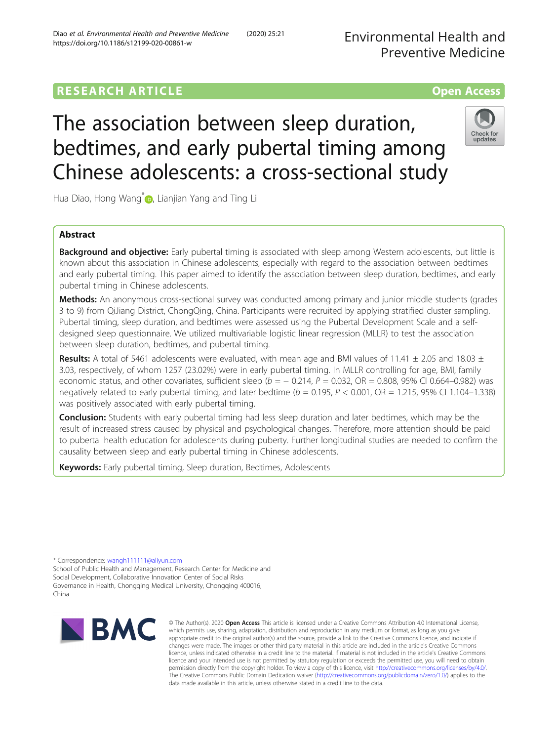RESEARCH ARTICLE

Open Access

# The association between sleep duration, bedtimes, and early pubertal timing among Chinese adolescents: a cross-sectional study

Hua Diao, Hong Wang*, Lianjian Yang and Ting Li

## Abstract

**Background and objective:** Early pubertal timing is associated with sleep among Western adolescents, but little is known about this association in Chinese adolescents, especially with regard to the association between bedtimes and early pubertal timing. This paper aimed to identify the association between sleep duration, bedtimes, and early pubertal timing in Chinese adolescents.

**Methods:** An anonymous cross-sectional survey was conducted among primary and junior middle students (grades 3 to 9) from QiJiang District, ChongQing, China. Participants were recruited by applying stratified cluster sampling. Pubertal timing, sleep duration, and bedtimes were assessed using the Pubertal Development Scale and a self-designed sleep questionnaire. We utilized multivariable logistic linear regression (MLLR) to test the association between sleep duration, bedtimes, and pubertal timing.

**Results:** A total of 5461 adolescents were evaluated, with mean age and BMI values of 11.41 ± 2.05 and 18.03 ± 3.03, respectively, of whom 1257 (23.02%) were in early pubertal timing. In MLLR controlling for age, BMI, family economic status, and other covariates, sufficient sleep ($b = -0.214$, $P = 0.032$, OR = 0.808, 95% CI 0.664–0.982) was negatively related to early pubertal timing, and later bedtime ($b = 0.195$, $P < 0.001$, OR = 1.215, 95% CI 1.104–1.338) was positively associated with early pubertal timing.

**Conclusion:** Students with early pubertal timing had less sleep duration and later bedtimes, which may be the result of increased stress caused by physical and psychological changes. Therefore, more attention should be paid to pubertal health education for adolescents during puberty. Further longitudinal studies are needed to confirm the causality between sleep and early pubertal timing in Chinese adolescents.

**Keywords:** Early pubertal timing, Sleep duration, Bedtimes, Adolescents

* Correspondence: wangh111111@aliyun.com
School of Public Health and Management, Research Center for Medicine and Social Development, Collaborative Innovation Center of Social Risks Governance in Health, Chongqing Medical University, Chongqing 400016, China

© The Author(s). 2020 **Open Access** This article is licensed under a Creative Commons Attribution 4.0 International License, which permits use, sharing, adaptation, distribution and reproduction in any medium or format, as long as you give appropriate credit to the original author(s) and the source, provide a link to the Creative Commons licence, and indicate if changes were made. The images or other third party material in this article are included in the article's Creative Commons licence, unless indicated otherwise in a credit line to the material. If material is not included in the article's Creative Commons licence and your intended use is not permitted by statutory regulation or exceeds the permitted use, you will need to obtain permission directly from the copyright holder. To view a copy of this licence, visit http://creativecommons.org/licenses/by/4.0/. The Creative Commons Public Domain Dedication waiver (http://creativecommons.org/publicdomain/zero/1.0/) applies to the data made available in this article, unless otherwise stated in a credit line to the data.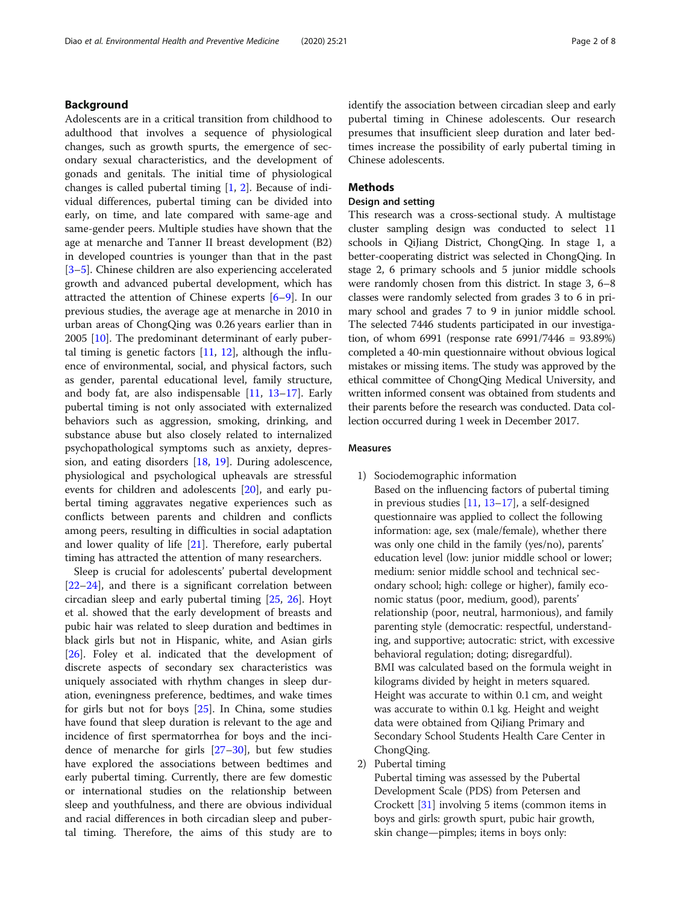## Background

Adolescents are in a critical transition from childhood to adulthood that involves a sequence of physiological changes, such as growth spurts, the emergence of secondary sexual characteristics, and the development of gonads and genitals. The initial time of physiological changes is called pubertal timing [1, 2]. Because of individual differences, pubertal timing can be divided into early, on time, and late compared with same-age and same-gender peers. Multiple studies have shown that the age at menarche and Tanner II breast development (B2) in developed countries is younger than that in the past [3–5]. Chinese children are also experiencing accelerated growth and advanced pubertal development, which has attracted the attention of Chinese experts [6–9]. In our previous studies, the average age at menarche in 2010 in urban areas of ChongQing was 0.26 years earlier than in 2005 [10]. The predominant determinant of early pubertal timing is genetic factors [11, 12], although the influence of environmental, social, and physical factors, such as gender, parental educational level, family structure, and body fat, are also indispensable [11, 13–17]. Early pubertal timing is not only associated with externalized behaviors such as aggression, smoking, drinking, and substance abuse but also closely related to internalized psychopathological symptoms such as anxiety, depression, and eating disorders [18, 19]. During adolescence, physiological and psychological upheavals are stressful events for children and adolescents [20], and early pubertal timing aggravates negative experiences such as conflicts between parents and children and conflicts among peers, resulting in difficulties in social adaptation and lower quality of life [21]. Therefore, early pubertal timing has attracted the attention of many researchers.

Sleep is crucial for adolescents' pubertal development [22–24], and there is a significant correlation between circadian sleep and early pubertal timing [25, 26]. Hoyt et al. showed that the early development of breasts and pubic hair was related to sleep duration and bedtimes in black girls but not in Hispanic, white, and Asian girls [26]. Foley et al. indicated that the development of discrete aspects of secondary sex characteristics was uniquely associated with rhythm changes in sleep duration, eveningness preference, bedtimes, and wake times for girls but not for boys [25]. In China, some studies have found that sleep duration is relevant to the age and incidence of first spermatorrhea for boys and the incidence of menarche for girls [27–30], but few studies have explored the associations between bedtimes and early pubertal timing. Currently, there are few domestic or international studies on the relationship between sleep and youthfulness, and there are obvious individual and racial differences in both circadian sleep and pubertal timing. Therefore, the aims of this study are to identify the association between circadian sleep and early pubertal timing in Chinese adolescents. Our research presumes that insufficient sleep duration and later bedtimes increase the possibility of early pubertal timing in Chinese adolescents.

## Methods

### Design and setting

This research was a cross-sectional study. A multistage cluster sampling design was conducted to select 11 schools in QiJiang District, ChongQing. In stage 1, a better-cooperating district was selected in ChongQing. In stage 2, 6 primary schools and 5 junior middle schools were randomly chosen from this district. In stage 3, 6–8 classes were randomly selected from grades 3 to 6 in primary school and grades 7 to 9 in junior middle school. The selected 7446 students participated in our investigation, of whom 6991 (response rate 6991/7446 = 93.89%) completed a 40-min questionnaire without obvious logical mistakes or missing items. The study was approved by the ethical committee of ChongQing Medical University, and written informed consent was obtained from students and their parents before the research was conducted. Data collection occurred during 1 week in December 2017.

### Measures

1) Sociodemographic information
   Based on the influencing factors of pubertal timing in previous studies [11, 13–17], a self-designed questionnaire was applied to collect the following information: age, sex (male/female), whether there was only one child in the family (yes/no), parents' education level (low: junior middle school or lower; medium: senior middle school and technical secondary school; high: college or higher), family economic status (poor, medium, good), parents' relationship (poor, neutral, harmonious), and family parenting style (democratic: respectful, understanding, and supportive; autocratic: strict, with excessive behavioral regulation; doting; disregardful).
   BMI was calculated based on the formula weight in kilograms divided by height in meters squared. Height was accurate to within 0.1 cm, and weight was accurate to within 0.1 kg. Height and weight data were obtained from QiJiang Primary and Secondary School Students Health Care Center in ChongQing.
2) Pubertal timing
   Pubertal timing was assessed by the Pubertal Development Scale (PDS) from Petersen and Crockett [31] involving 5 items (common items in boys and girls: growth spurt, pubic hair growth, skin change—pimples; items in boys only: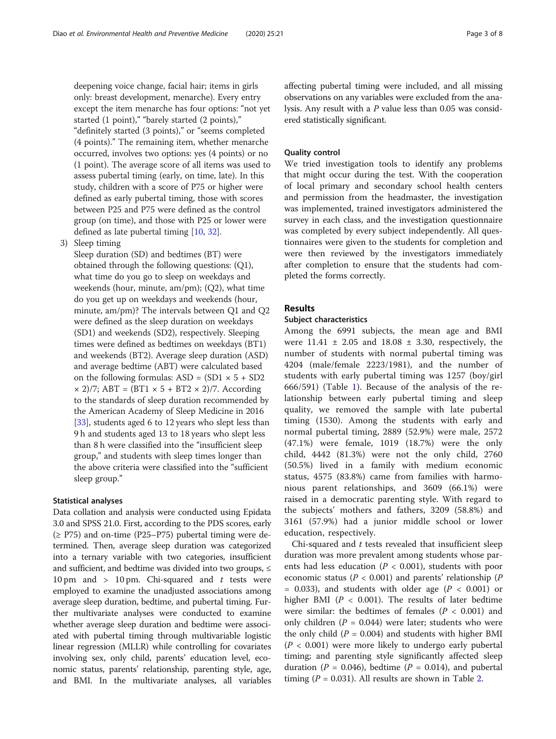deepening voice change, facial hair; items in girls only: breast development, menarche). Every entry except the item menarche has four options: "not yet started (1 point)," "barely started (2 points)," "definitely started (3 points)," or "seems completed (4 points)." The remaining item, whether menarche occurred, involves two options: yes (4 points) or no (1 point). The average score of all items was used to assess pubertal timing (early, on time, late). In this study, children with a score of P75 or higher were defined as early pubertal timing, those with scores between P25 and P75 were defined as the control group (on time), and those with P25 or lower were defined as late pubertal timing [10, 32].

3) Sleep timing

Sleep duration (SD) and bedtimes (BT) were obtained through the following questions: (Q1), what time do you go to sleep on weekdays and weekends (hour, minute, am/pm); (Q2), what time do you get up on weekdays and weekends (hour, minute, am/pm)? The intervals between Q1 and Q2 were defined as the sleep duration on weekdays (SD1) and weekends (SD2), respectively. Sleeping times were defined as bedtimes on weekdays (BT1) and weekends (BT2). Average sleep duration (ASD) and average bedtime (ABT) were calculated based on the following formulas: $ASD = (SD1 \times 5 + SD2 \times 2)/7$; $ABT = (BT1 \times 5 + BT2 \times 2)/7$. According to the standards of sleep duration recommended by the American Academy of Sleep Medicine in 2016 [33], students aged 6 to 12 years who slept less than 9 h and students aged 13 to 18 years who slept less than 8 h were classified into the "insufficient sleep group," and students with sleep times longer than the above criteria were classified into the "sufficient sleep group."

### Statistical analyses

Data collation and analysis were conducted using Epidata 3.0 and SPSS 21.0. First, according to the PDS scores, early (≥ P75) and on-time (P25–P75) pubertal timing were determined. Then, average sleep duration was categorized into a ternary variable with two categories, insufficient and sufficient, and bedtime was divided into two groups, ≤ 10 pm and > 10 pm. Chi-squared and *t* tests were employed to examine the unadjusted associations among average sleep duration, bedtime, and pubertal timing. Further multivariate analyses were conducted to examine whether average sleep duration and bedtime were associated with pubertal timing through multivariable logistic linear regression (MLLR) while controlling for covariates involving sex, only child, parents' education level, economic status, parents' relationship, parenting style, age, and BMI. In the multivariate analyses, all variables affecting pubertal timing were included, and all missing observations on any variables were excluded from the analysis. Any result with a $P$ value less than 0.05 was considered statistically significant.

### Quality control

We tried investigation tools to identify any problems that might occur during the test. With the cooperation of local primary and secondary school health centers and permission from the headmaster, the investigation was implemented, trained investigators administered the survey in each class, and the investigation questionnaire was completed by every subject independently. All questionnaires were given to the students for completion and were then reviewed by the investigators immediately after completion to ensure that the students had completed the forms correctly.

## Results

### Subject characteristics

Among the 6991 subjects, the mean age and BMI were 11.41 ± 2.05 and 18.08 ± 3.30, respectively, the number of students with normal pubertal timing was 4204 (male/female 2223/1981), and the number of students with early pubertal timing was 1257 (boy/girl 666/591) (Table 1). Because of the analysis of the relationship between early pubertal timing and sleep quality, we removed the sample with late pubertal timing (1530). Among the students with early and normal pubertal timing, 2889 (52.9%) were male, 2572 (47.1%) were female, 1019 (18.7%) were the only child, 4442 (81.3%) were not the only child, 2760 (50.5%) lived in a family with medium economic status, 4575 (83.8%) came from families with harmonious parent relationships, and 3609 (66.1%) were raised in a democratic parenting style. With regard to the subjects' mothers and fathers, 3209 (58.8%) and 3161 (57.9%) had a junior middle school or lower education, respectively.

Chi-squared and *t* tests revealed that insufficient sleep duration was more prevalent among students whose parents had less education ($P < 0.001$), students with poor economic status ($P < 0.001$) and parents' relationship ($P = 0.033$), and students with older age ($P < 0.001$) or higher BMI ($P < 0.001$). The results of later bedtime were similar: the bedtimes of females ($P < 0.001$) and only children ($P = 0.044$) were later; students who were the only child ($P = 0.004$) and students with higher BMI ($P < 0.001$) were more likely to undergo early pubertal timing; and parenting style significantly affected sleep duration ($P = 0.046$), bedtime ($P = 0.014$), and pubertal timing ($P = 0.031$). All results are shown in Table 2.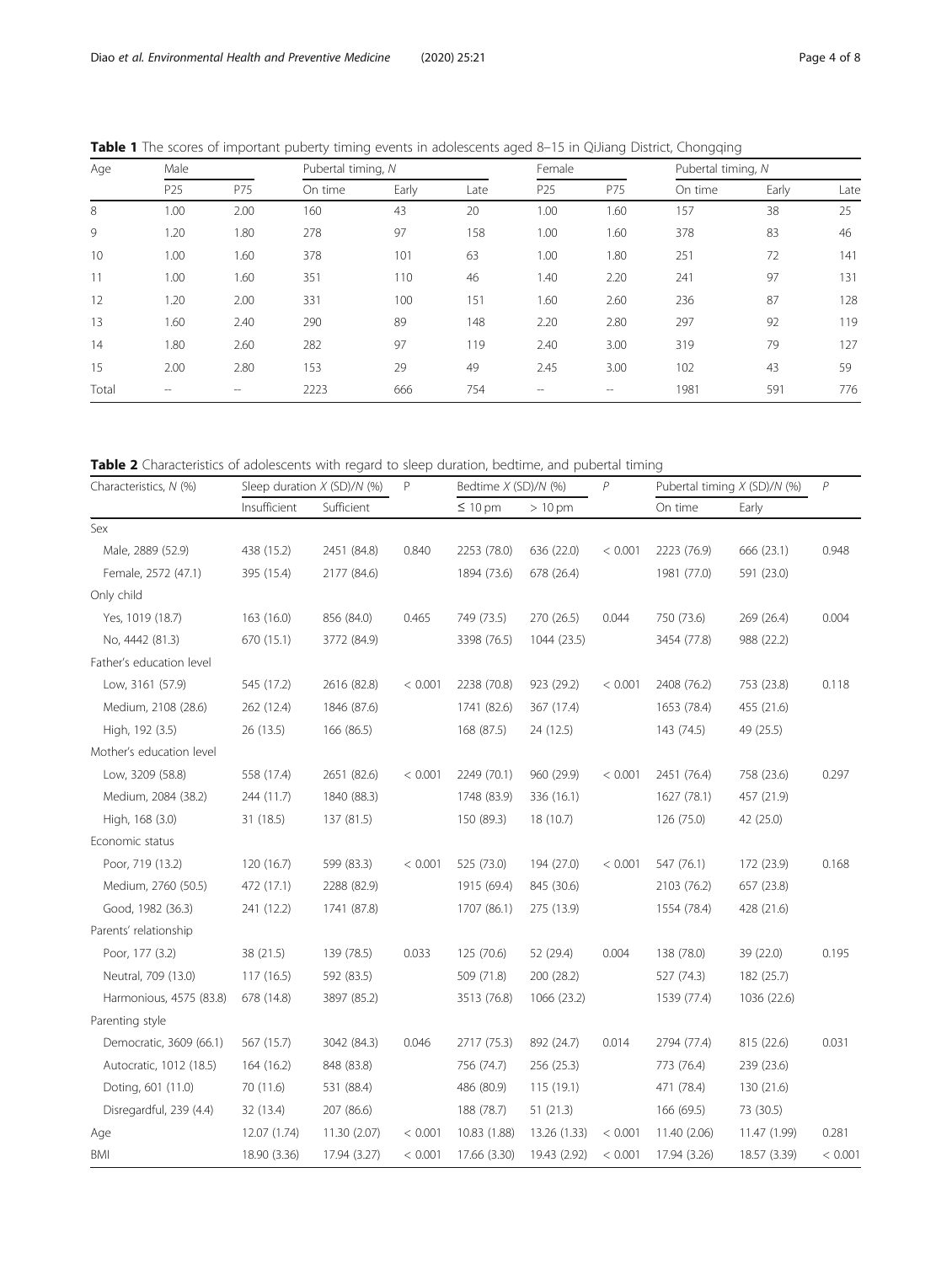**Table 1** The scores of important puberty timing events in adolescents aged 8–15 in QiJiang District, Chongqing

| Age | Male | | Pubertal timing, N | | | Female | | Pubertal timing, N | | |
|---|---|---|---|---|---|---|---|---|---|---|
| | P25 | P75 | On time | Early | Late | P25 | P75 | On time | Early | Late |
| 8 | 1.00 | 2.00 | 160 | 43 | 20 | 1.00 | 1.60 | 157 | 38 | 25 |
| 9 | 1.20 | 1.80 | 278 | 97 | 158 | 1.00 | 1.60 | 378 | 83 | 46 |
| 10 | 1.00 | 1.60 | 378 | 101 | 63 | 1.00 | 1.80 | 251 | 72 | 141 |
| 11 | 1.00 | 1.60 | 351 | 110 | 46 | 1.40 | 2.20 | 241 | 97 | 131 |
| 12 | 1.20 | 2.00 | 331 | 100 | 151 | 1.60 | 2.60 | 236 | 87 | 128 |
| 13 | 1.60 | 2.40 | 290 | 89 | 148 | 2.20 | 2.80 | 297 | 92 | 119 |
| 14 | 1.80 | 2.60 | 282 | 97 | 119 | 2.40 | 3.00 | 319 | 79 | 127 |
| 15 | 2.00 | 2.80 | 153 | 29 | 49 | 2.45 | 3.00 | 102 | 43 | 59 |
| Total | -- | -- | 2223 | 666 | 754 | -- | -- | 1981 | 591 | 776 |

**Table 2** Characteristics of adolescents with regard to sleep duration, bedtime, and pubertal timing

| Characteristics, N (%) | Sleep duration X (SD)/N (%) | | P | Bedtime X (SD)/N (%) | | P | Pubertal timing X (SD)/N (%) | | P |
|---|---|---|---|---|---|---|---|---|---|
| | Insufficient | Sufficient | | ≤ 10 pm | > 10 pm | | On time | Early | |
| Sex | | | | | | | | | |
| Male, 2889 (52.9) | 438 (15.2) | 2451 (84.8) | 0.840 | 2253 (78.0) | 636 (22.0) | < 0.001 | 2223 (76.9) | 666 (23.1) | 0.948 |
| Female, 2572 (47.1) | 395 (15.4) | 2177 (84.6) | | 1894 (73.6) | 678 (26.4) | | 1981 (77.0) | 591 (23.0) | |
| Only child | | | | | | | | | |
| Yes, 1019 (18.7) | 163 (16.0) | 856 (84.0) | 0.465 | 749 (73.5) | 270 (26.5) | 0.044 | 750 (73.6) | 269 (26.4) | 0.004 |
| No, 4442 (81.3) | 670 (15.1) | 3772 (84.9) | | 3398 (76.5) | 1044 (23.5) | | 3454 (77.8) | 988 (22.2) | |
| Father's education level | | | | | | | | | |
| Low, 3161 (57.9) | 545 (17.2) | 2616 (82.8) | < 0.001 | 2238 (70.8) | 923 (29.2) | < 0.001 | 2408 (76.2) | 753 (23.8) | 0.118 |
| Medium, 2108 (28.6) | 262 (12.4) | 1846 (87.6) | | 1741 (82.6) | 367 (17.4) | | 1653 (78.4) | 455 (21.6) | |
| High, 192 (3.5) | 26 (13.5) | 166 (86.5) | | 168 (87.5) | 24 (12.5) | | 143 (74.5) | 49 (25.5) | |
| Mother's education level | | | | | | | | | |
| Low, 3209 (58.8) | 558 (17.4) | 2651 (82.6) | < 0.001 | 2249 (70.1) | 960 (29.9) | < 0.001 | 2451 (76.4) | 758 (23.6) | 0.297 |
| Medium, 2084 (38.2) | 244 (11.7) | 1840 (88.3) | | 1748 (83.9) | 336 (16.1) | | 1627 (78.1) | 457 (21.9) | |
| High, 168 (3.0) | 31 (18.5) | 137 (81.5) | | 150 (89.3) | 18 (10.7) | | 126 (75.0) | 42 (25.0) | |
| Economic status | | | | | | | | | |
| Poor, 719 (13.2) | 120 (16.7) | 599 (83.3) | < 0.001 | 525 (73.0) | 194 (27.0) | < 0.001 | 547 (76.1) | 172 (23.9) | 0.168 |
| Medium, 2760 (50.5) | 472 (17.1) | 2288 (82.9) | | 1915 (69.4) | 845 (30.6) | | 2103 (76.2) | 657 (23.8) | |
| Good, 1982 (36.3) | 241 (12.2) | 1741 (87.8) | | 1707 (86.1) | 275 (13.9) | | 1554 (78.4) | 428 (21.6) | |
| Parents' relationship | | | | | | | | | |
| Poor, 177 (3.2) | 38 (21.5) | 139 (78.5) | 0.033 | 125 (70.6) | 52 (29.4) | 0.004 | 138 (78.0) | 39 (22.0) | 0.195 |
| Neutral, 709 (13.0) | 117 (16.5) | 592 (83.5) | | 509 (71.8) | 200 (28.2) | | 527 (74.3) | 182 (25.7) | |
| Harmonious, 4575 (83.8) | 678 (14.8) | 3897 (85.2) | | 3513 (76.8) | 1066 (23.2) | | 1539 (77.4) | 1036 (22.6) | |
| Parenting style | | | | | | | | | |
| Democratic, 3609 (66.1) | 567 (15.7) | 3042 (84.3) | 0.046 | 2717 (75.3) | 892 (24.7) | 0.014 | 2794 (77.4) | 815 (22.6) | 0.031 |
| Autocratic, 1012 (18.5) | 164 (16.2) | 848 (83.8) | | 756 (74.7) | 256 (25.3) | | 773 (76.4) | 239 (23.6) | |
| Doting, 601 (11.0) | 70 (11.6) | 531 (88.4) | | 486 (80.9) | 115 (19.1) | | 471 (78.4) | 130 (21.6) | |
| Disregardful, 239 (4.4) | 32 (13.4) | 207 (86.6) | | 188 (78.7) | 51 (21.3) | | 166 (69.5) | 73 (30.5) | |
| Age | 12.07 (1.74) | 11.30 (2.07) | < 0.001 | 10.83 (1.88) | 13.26 (1.33) | < 0.001 | 11.40 (2.06) | 11.47 (1.99) | 0.281 |
| BMI | 18.90 (3.36) | 17.94 (3.27) | < 0.001 | 17.66 (3.30) | 19.43 (2.92) | < 0.001 | 17.94 (3.26) | 18.57 (3.39) | < 0.001 |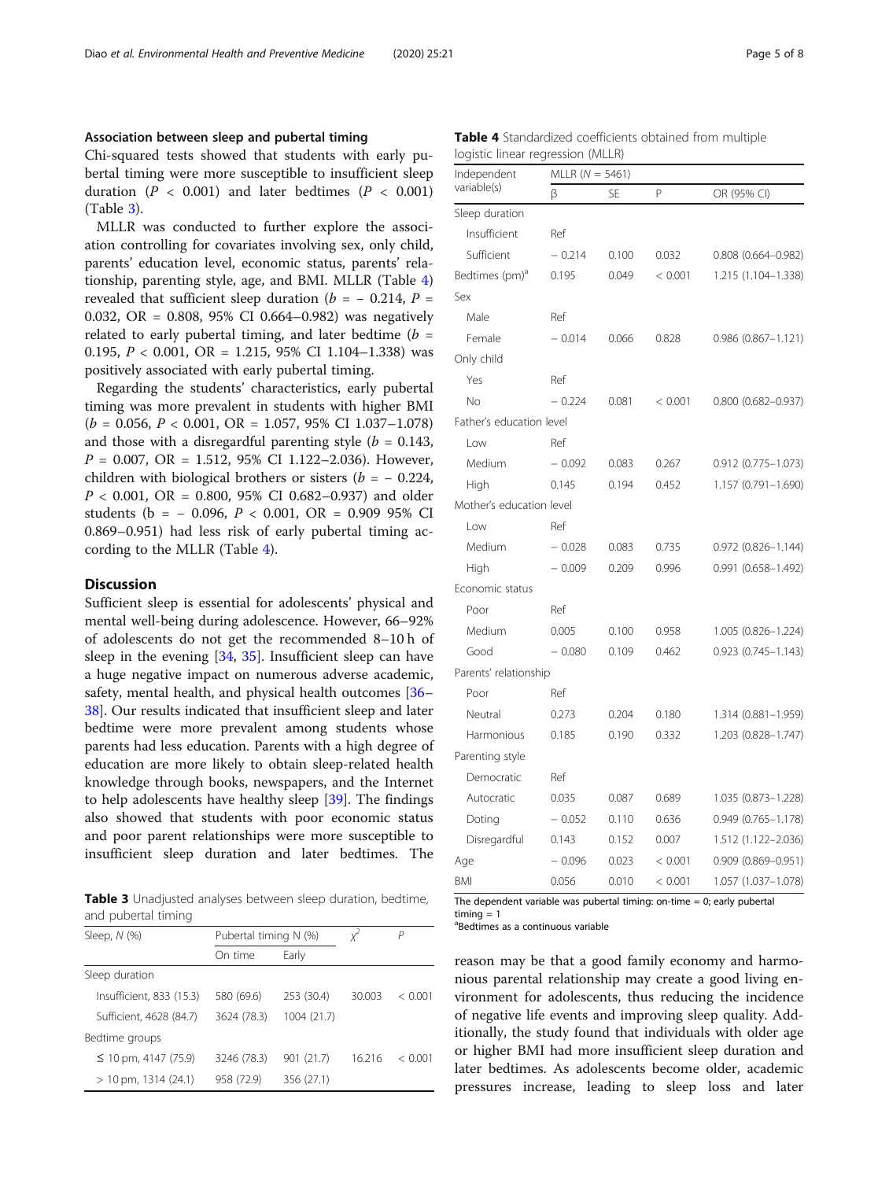### Association between sleep and pubertal timing

Chi-squared tests showed that students with early pubertal timing were more susceptible to insufficient sleep duration ($P < 0.001$) and later bedtimes ($P < 0.001$) (Table 3).

MLLR was conducted to further explore the association controlling for covariates involving sex, only child, parents' education level, economic status, parents' relationship, parenting style, age, and BMI. MLLR (Table 4) revealed that sufficient sleep duration ($b = -0.214$, $P = 0.032$, OR = 0.808, 95% CI 0.664–0.982) was negatively related to early pubertal timing, and later bedtime ($b = 0.195$, $P < 0.001$, OR = 1.215, 95% CI 1.104–1.338) was positively associated with early pubertal timing.

Regarding the students' characteristics, early pubertal timing was more prevalent in students with higher BMI ($b = 0.056$, $P < 0.001$, OR = 1.057, 95% CI 1.037–1.078) and those with a disregardful parenting style ($b = 0.143$, $P = 0.007$, OR = 1.512, 95% CI 1.122–2.036). However, children with biological brothers or sisters ($b = -0.224$, $P < 0.001$, OR = 0.800, 95% CI 0.682–0.937) and older students ($b = -0.096$, $P < 0.001$, OR = 0.909 95% CI 0.869–0.951) had less risk of early pubertal timing according to the MLLR (Table 4).

**Table 3** Unadjusted analyses between sleep duration, bedtime, and pubertal timing

| Sleep, N (%) | Pubertal timing N (%) | | $\chi^2$ | P |
|---|---|---|---|---|
| | On time | Early | | |
| Sleep duration | | | | |
| Insufficient, 833 (15.3) | 580 (69.6) | 253 (30.4) | 30.003 | < 0.001 |
| Sufficient, 4628 (84.7) | 3624 (78.3) | 1004 (21.7) | | |
| Bedtime groups | | | | |
| ≤ 10 pm, 4147 (75.9) | 3246 (78.3) | 901 (21.7) | 16.216 | < 0.001 |
| > 10 pm, 1314 (24.1) | 958 (72.9) | 356 (27.1) | | |

**Table 4** Standardized coefficients obtained from multiple logistic linear regression (MLLR)

| Independent variable(s) | MLLR (N = 5461) | | | |
|---|---|---|---|---|
| | β | SE | P | OR (95% CI) |
| Sleep duration | | | | |
| Insufficient | Ref | | | |
| Sufficient | − 0.214 | 0.100 | 0.032 | 0.808 (0.664–0.982) |
| Bedtimes (pm)[a] | 0.195 | 0.049 | < 0.001 | 1.215 (1.104–1.338) |
| Sex | | | | |
| Male | Ref | | | |
| Female | − 0.014 | 0.066 | 0.828 | 0.986 (0.867–1.121) |
| Only child | | | | |
| Yes | Ref | | | |
| No | − 0.224 | 0.081 | < 0.001 | 0.800 (0.682–0.937) |
| Father's education level | | | | |
| Low | Ref | | | |
| Medium | − 0.092 | 0.083 | 0.267 | 0.912 (0.775–1.073) |
| High | 0.145 | 0.194 | 0.452 | 1.157 (0.791–1.690) |
| Mother's education level | | | | |
| Low | Ref | | | |
| Medium | − 0.028 | 0.083 | 0.735 | 0.972 (0.826–1.144) |
| High | − 0.009 | 0.209 | 0.996 | 0.991 (0.658–1.492) |
| Economic status | | | | |
| Poor | Ref | | | |
| Medium | 0.005 | 0.100 | 0.958 | 1.005 (0.826–1.224) |
| Good | − 0.080 | 0.109 | 0.462 | 0.923 (0.745–1.143) |
| Parents' relationship | | | | |
| Poor | Ref | | | |
| Neutral | 0.273 | 0.204 | 0.180 | 1.314 (0.881–1.959) |
| Harmonious | 0.185 | 0.190 | 0.332 | 1.203 (0.828–1.747) |
| Parenting style | | | | |
| Democratic | Ref | | | |
| Autocratic | 0.035 | 0.087 | 0.689 | 1.035 (0.873–1.228) |
| Doting | − 0.052 | 0.110 | 0.636 | 0.949 (0.765–1.178) |
| Disregardful | 0.143 | 0.152 | 0.007 | 1.512 (1.122–2.036) |
| Age | − 0.096 | 0.023 | < 0.001 | 0.909 (0.869–0.951) |
| BMI | 0.056 | 0.010 | < 0.001 | 1.057 (1.037–1.078) |

The dependent variable was pubertal timing: on-time = 0; early pubertal timing = 1

[a]Bedtimes as a continuous variable

## Discussion

Sufficient sleep is essential for adolescents' physical and mental well-being during adolescence. However, 66–92% of adolescents do not get the recommended 8–10 h of sleep in the evening [34, 35]. Insufficient sleep can have a huge negative impact on numerous adverse academic, safety, mental health, and physical health outcomes [36–38]. Our results indicated that insufficient sleep and later bedtime were more prevalent among students whose parents had less education. Parents with a high degree of education are more likely to obtain sleep-related health knowledge through books, newspapers, and the Internet to help adolescents have healthy sleep [39]. The findings also showed that students with poor economic status and poor parent relationships were more susceptible to insufficient sleep duration and later bedtimes. The reason may be that a good family economy and harmonious parental relationship may create a good living environment for adolescents, thus reducing the incidence of negative life events and improving sleep quality. Additionally, the study found that individuals with older age or higher BMI had more insufficient sleep duration and later bedtimes. As adolescents become older, academic pressures increase, leading to sleep loss and later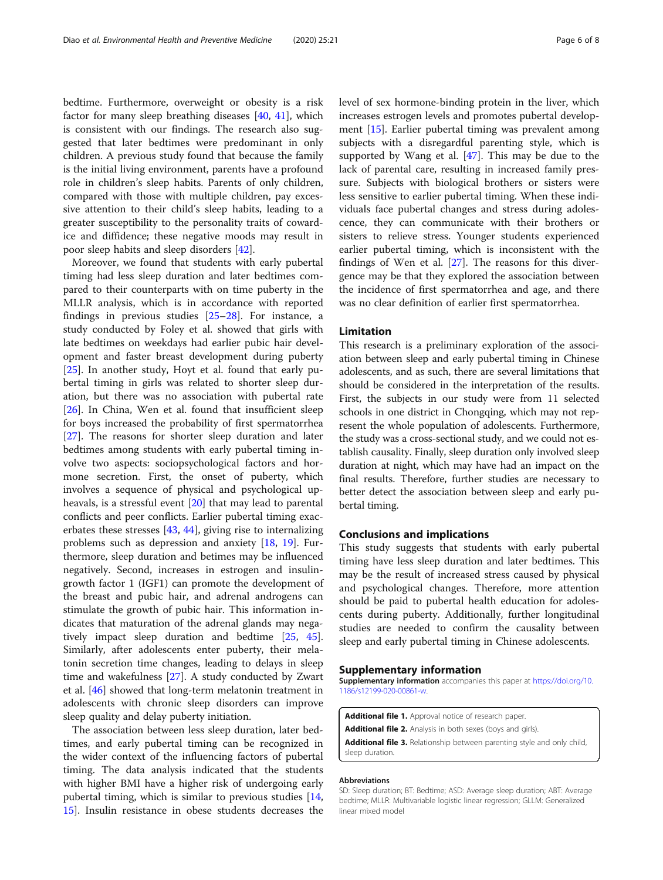bedtime. Furthermore, overweight or obesity is a risk factor for many sleep breathing diseases [40, 41], which is consistent with our findings. The research also suggested that later bedtimes were predominant in only children. A previous study found that because the family is the initial living environment, parents have a profound role in children's sleep habits. Parents of only children, compared with those with multiple children, pay excessive attention to their child's sleep habits, leading to a greater susceptibility to the personality traits of cowardice and diffidence; these negative moods may result in poor sleep habits and sleep disorders [42].

Moreover, we found that students with early pubertal timing had less sleep duration and later bedtimes compared to their counterparts with on time puberty in the MLLR analysis, which is in accordance with reported findings in previous studies [25–28]. For instance, a study conducted by Foley et al. showed that girls with late bedtimes on weekdays had earlier pubic hair development and faster breast development during puberty [25]. In another study, Hoyt et al. found that early pubertal timing in girls was related to shorter sleep duration, but there was no association with pubertal rate [26]. In China, Wen et al. found that insufficient sleep for boys increased the probability of first spermatorrhea [27]. The reasons for shorter sleep duration and later bedtimes among students with early pubertal timing involve two aspects: sociopsychological factors and hormone secretion. First, the onset of puberty, which involves a sequence of physical and psychological upheavals, is a stressful event [20] that may lead to parental conflicts and peer conflicts. Earlier pubertal timing exacerbates these stresses [43, 44], giving rise to internalizing problems such as depression and anxiety [18, 19]. Furthermore, sleep duration and betimes may be influenced negatively. Second, increases in estrogen and insulin-growth factor 1 (IGF1) can promote the development of the breast and pubic hair, and adrenal androgens can stimulate the growth of pubic hair. This information indicates that maturation of the adrenal glands may negatively impact sleep duration and bedtime [25, 45]. Similarly, after adolescents enter puberty, their melatonin secretion time changes, leading to delays in sleep time and wakefulness [27]. A study conducted by Zwart et al. [46] showed that long-term melatonin treatment in adolescents with chronic sleep disorders can improve sleep quality and delay puberty initiation.

The association between less sleep duration, later bedtimes, and early pubertal timing can be recognized in the wider context of the influencing factors of pubertal timing. The data analysis indicated that the students with higher BMI have a higher risk of undergoing early pubertal timing, which is similar to previous studies [14, 15]. Insulin resistance in obese students decreases the level of sex hormone-binding protein in the liver, which increases estrogen levels and promotes pubertal development [15]. Earlier pubertal timing was prevalent among subjects with a disregardful parenting style, which is supported by Wang et al. [47]. This may be due to the lack of parental care, resulting in increased family pressure. Subjects with biological brothers or sisters were less sensitive to earlier pubertal timing. When these individuals face pubertal changes and stress during adolescence, they can communicate with their brothers or sisters to relieve stress. Younger students experienced earlier pubertal timing, which is inconsistent with the findings of Wen et al. [27]. The reasons for this divergence may be that they explored the association between the incidence of first spermatorrhea and age, and there was no clear definition of earlier first spermatorrhea.

## Limitation

This research is a preliminary exploration of the association between sleep and early pubertal timing in Chinese adolescents, and as such, there are several limitations that should be considered in the interpretation of the results. First, the subjects in our study were from 11 selected schools in one district in Chongqing, which may not represent the whole population of adolescents. Furthermore, the study was a cross-sectional study, and we could not establish causality. Finally, sleep duration only involved sleep duration at night, which may have had an impact on the final results. Therefore, further studies are necessary to better detect the association between sleep and early pubertal timing.

## Conclusions and implications

This study suggests that students with early pubertal timing have less sleep duration and later bedtimes. This may be the result of increased stress caused by physical and psychological changes. Therefore, more attention should be paid to pubertal health education for adolescents during puberty. Additionally, further longitudinal studies are needed to confirm the causality between sleep and early pubertal timing in Chinese adolescents.

## Supplementary information

**Supplementary information** accompanies this paper at https://doi.org/10.1186/s12199-020-00861-w.

**Additional file 1.** Approval notice of research paper.
**Additional file 2.** Analysis in both sexes (boys and girls).
**Additional file 3.** Relationship between parenting style and only child, sleep duration.

#### Abbreviations

SD: Sleep duration; BT: Bedtime; ASD: Average sleep duration; ABT: Average bedtime; MLLR: Multivariable logistic linear regression; GLLM: Generalized linear mixed model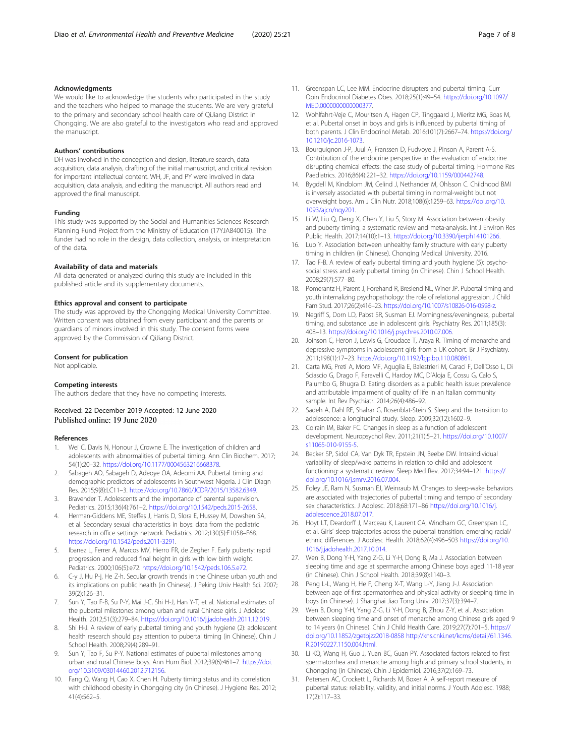### Acknowledgments

We would like to acknowledge the students who participated in the study and the teachers who helped to manage the students. We are very grateful to the primary and secondary school health care of QiJiang District in Chongqing. We are also grateful to the investigators who read and approved the manuscript.

### Authors' contributions

DH was involved in the conception and design, literature search, data acquisition, data analysis, drafting of the initial manuscript, and critical revision for important intellectual content. WH, JF, and PY were involved in data acquisition, data analysis, and editing the manuscript. All authors read and approved the final manuscript.

### Funding

This study was supported by the Social and Humanities Sciences Research Planning Fund Project from the Ministry of Education (17YJA840015). The funder had no role in the design, data collection, analysis, or interpretation of the data.

### Availability of data and materials

All data generated or analyzed during this study are included in this published article and its supplementary documents.

### Ethics approval and consent to participate

The study was approved by the Chongqing Medical University Committee. Written consent was obtained from every participant and the parents or guardians of minors involved in this study. The consent forms were approved by the Commission of QiJiang District.

### Consent for publication

Not applicable.

### Competing interests

The authors declare that they have no competing interests.

Received: 22 December 2019 Accepted: 12 June 2020
Published online: 19 June 2020

### References

1. Wei C, Davis N, Honour J, Crowne E. The investigation of children and adolescents with abnormalities of pubertal timing. Ann Clin Biochem. 2017; 54(1):20–32. https://doi.org/10.1177/0004563216668378.
2. Sabageh AO, Sabageh D, Adeoye OA, Adeomi AA. Pubertal timing and demographic predictors of adolescents in Southwest Nigeria. J Clin Diagn Res. 2015;9(8):LC11–3. https://doi.org/10.7860/JCDR/2015/13582.6349.
3. Bravender T. Adolescents and the importance of parental supervision. Pediatrics. 2015;136(4):761–2. https://doi.org/10.1542/peds.2015-2658.
4. Herman-Giddens ME, Steffes J, Harris D, Slora E, Hussey M, Dowshen SA, et al. Secondary sexual characteristics in boys: data from the pediatric research in office settings network. Pediatrics. 2012;130(5):E1058–E68. https://doi.org/10.1542/peds.2011-3291.
5. Ibanez L, Ferrer A, Marcos MV, Hierro FR, de Zegher F. Early puberty: rapid progression and reduced final height in girls with low birth weight. Pediatrics. 2000;106(5):e72. https://doi.org/10.1542/peds.106.5.e72.
6. C-y J, Hu P-j, He Z-h. Secular growth trends in the Chinese urban youth and its implications on public health (in Chinese). J Peking Univ Health Sci. 2007; 39(2):126–31.
7. Sun Y, Tao F-B, Su P-Y, Mai J-C, Shi H-J, Han Y-T, et al. National estimates of the pubertal milestones among urban and rural Chinese girls. J Adolesc Health. 2012;51(3):279–84. https://doi.org/10.1016/j.jadohealth.2011.12.019.
8. Shi H-J. A review of early pubertal timing and youth hygiene (2): adolescent health research should pay attention to pubertal timing (in Chinese). Chin J School Health. 2008;29(4):289–91.
9. Sun Y, Tao F, Su P-Y. National estimates of pubertal milestones among urban and rural Chinese boys. Ann Hum Biol. 2012;39(6):461–7. https://doi.org/10.3109/03014460.2012.712156.
10. Fang Q, Wang H, Cao X, Chen H. Puberty timing status and its correlation with childhood obesity in Chongqing city (in Chinese). J Hygiene Res. 2012; 41(4):562–5.
11. Greenspan LC, Lee MM. Endocrine disrupters and pubertal timing. Curr Opin Endocrinol Diabetes Obes. 2018;25(1):49–54. https://doi.org/10.1097/MED.0000000000000377.
12. Wohlfahrt-Veje C, Mouritsen A, Hagen CP, Tinggaard J, Mieritz MG, Boas M, et al. Pubertal onset in boys and girls is influenced by pubertal timing of both parents. J Clin Endocrinol Metab. 2016;101(7):2667–74. https://doi.org/10.1210/jc.2016-1073.
13. Bourguignon J-P, Juul A, Franssen D, Fudvoye J, Pinson A, Parent A-S. Contribution of the endocrine perspective in the evaluation of endocrine disrupting chemical effects: the case study of pubertal timing. Hormone Res Paediatrics. 2016;86(4):221–32. https://doi.org/10.1159/000442748.
14. Bygdell M, Kindblom JM, Celind J, Nethander M, Ohlsson C. Childhood BMI is inversely associated with pubertal timing in normal-weight but not overweight boys. Am J Clin Nutr. 2018;108(6):1259–63. https://doi.org/10.1093/ajcn/nqy201.
15. Li W, Liu Q, Deng X, Chen Y, Liu S, Story M. Association between obesity and puberty timing: a systematic review and meta-analysis. Int J Environ Res Public Health. 2017;14(10):1–13. https://doi.org/10.3390/ijerph14101266.
16. Luo Y. Association between unhealthy family structure with early puberty timing in children (in Chinese). Chonqing Medical University. 2016.
17. Tao F-B. A review of early pubertal timing and youth hygiene (5): psycho-social stress and early pubertal timing (in Chinese). Chin J School Health. 2008;29(7):577–80.
18. Pomerantz H, Parent J, Forehand R, Breslend NL, Winer JP. Pubertal timing and youth internalizing psychopathology: the role of relational aggression. J Child Fam Stud. 2017;26(2):416–23. https://doi.org/10.1007/s10826-016-0598-z.
19. Negriff S, Dorn LD, Pabst SR, Susman EJ. Morningness/eveningness, pubertal timing, and substance use in adolescent girls. Psychiatry Res. 2011;185(3): 408–13. https://doi.org/10.1016/j.psychres.2010.07.006.
20. Joinson C, Heron J, Lewis G, Croudace T, Araya R. Timing of menarche and depressive symptoms in adolescent girls from a UK cohort. Br J Psychiatry. 2011;198(1):17–23. https://doi.org/10.1192/bjp.bp.110.080861.
21. Carta MG, Preti A, Moro MF, Aguglia E, Balestrieri M, Caraci F, Dell'Osso L, Di Sciascio G, Drago F, Faravelli C, Hardoy MC, D'Aloja E, Cossu G, Calo S, Palumbo G, Bhugra D. Eating disorders as a public health issue: prevalence and attributable impairment of quality of life in an Italian community sample. Int Rev Psychiatr. 2014;26(4):486–92.
22. Sadeh A, Dahl RE, Shahar G, Rosenblat-Stein S. Sleep and the transition to adolescence: a longitudinal study. Sleep. 2009;32(12):1602–9.
23. Colrain IM, Baker FC. Changes in sleep as a function of adolescent development. Neuropsychol Rev. 2011;21(1):5–21. https://doi.org/10.1007/s11065-010-9155-5.
24. Becker SP, Sidol CA, Van Dyk TR, Epstein JN, Beebe DW. Intraindividual variability of sleep/wake patterns in relation to child and adolescent functioning: a systematic review. Sleep Med Rev. 2017;34:94–121. https://doi.org/10.1016/j.smrv.2016.07.004.
25. Foley JE, Ram N, Susman EJ, Weinraub M. Changes to sleep-wake behaviors are associated with trajectories of pubertal timing and tempo of secondary sex characteristics. J Adolesc. 2018;68:171–86 https://doi.org/10.1016/j.adolescence.2018.07.017.
26. Hoyt LT, Deardorff J, Marceau K, Laurent CA, Windham GC, Greenspan LC, et al. Girls' sleep trajectories across the pubertal transition: emerging racial/ethnic differences. J Adolesc Health. 2018;62(4):496–503 https://doi.org/10.1016/j.jadohealth.2017.10.014.
27. Wen B, Dong Y-H, Yang Z-G, Li Y-H, Dong B, Ma J. Association between sleeping time and age at spermarche among Chinese boys aged 11-18 year (in Chinese). Chin J School Health. 2018;39(8):1140–3.
28. Peng L-L, Wang H, He F, Cheng X-T, Wang L-Y, Jiang J-J. Association between age of first spermatorrhea and physical activity or sleeping time in boys (in Chinese). J Shanghai Jiao Tong Univ. 2017;37(3):394–7.
29. Wen B, Dong Y-H, Yang Z-G, Li Y-H, Dong B, Zhou Z-Y, et al. Association between sleeping time and onset of menarche among Chinese girls aged 9 to 14 years (in Chinese). Chin J Child Health Care. 2019;27(7):701–5. https://doi.org/10.11852/zgetbjzz2018-0858 http://kns.cnki.net/kcms/detail/61.1346.R.20190227.1150.004.html.
30. Li KQ, Wang H, Guo J, Yuan BC, Guan PY. Associated factors related to first spermatorrhea and menarche among high and primary school students, in Chongqing (in Chinese). Chin J Epidemiol. 2016;37(2):169–73.
31. Petersen AC, Crockett L, Richards M, Boxer A. A self-report measure of pubertal status: reliability, validity, and initial norms. J Youth Adolesc. 1988; 17(2):117–33.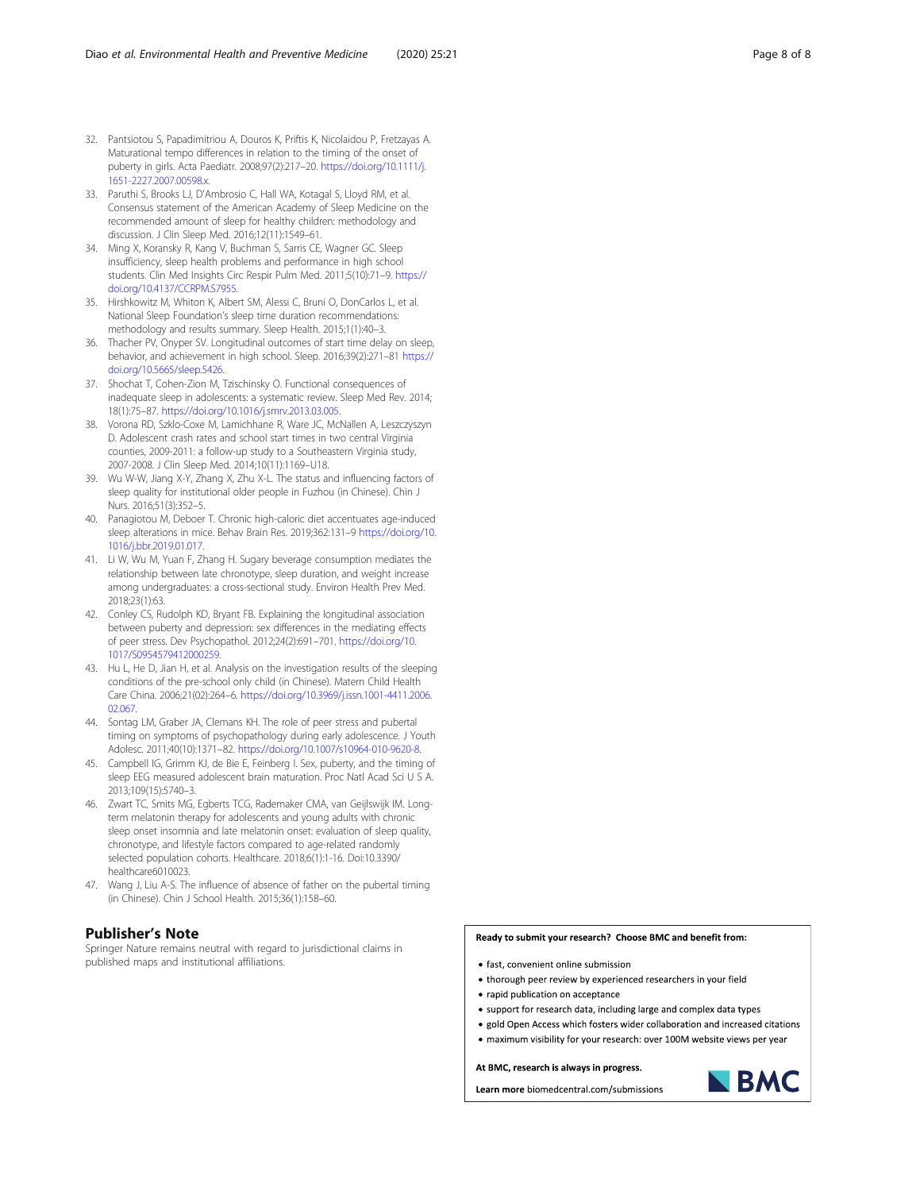32. Pantsiotou S, Papadimitriou A, Douros K, Priftis K, Nicolaidou P, Fretzayas A. Maturational tempo differences in relation to the timing of the onset of puberty in girls. Acta Paediatr. 2008;97(2):217–20. https://doi.org/10.1111/j.1651-2227.2007.00598.x.
33. Paruthi S, Brooks LJ, D'Ambrosio C, Hall WA, Kotagal S, Lloyd RM, et al. Consensus statement of the American Academy of Sleep Medicine on the recommended amount of sleep for healthy children: methodology and discussion. J Clin Sleep Med. 2016;12(11):1549–61.
34. Ming X, Koransky R, Kang V, Buchman S, Sarris CE, Wagner GC. Sleep insufficiency, sleep health problems and performance in high school students. Clin Med Insights Circ Respir Pulm Med. 2011;5(10):71–9. https://doi.org/10.4137/CCRPM.S7955.
35. Hirshkowitz M, Whiton K, Albert SM, Alessi C, Bruni O, DonCarlos L, et al. National Sleep Foundation's sleep time duration recommendations: methodology and results summary. Sleep Health. 2015;1(1):40–3.
36. Thacher PV, Onyper SV. Longitudinal outcomes of start time delay on sleep, behavior, and achievement in high school. Sleep. 2016;39(2):271–81 https://doi.org/10.5665/sleep.5426.
37. Shochat T, Cohen-Zion M, Tzischinsky O. Functional consequences of inadequate sleep in adolescents: a systematic review. Sleep Med Rev. 2014;18(1):75–87. https://doi.org/10.1016/j.smrv.2013.03.005.
38. Vorona RD, Szklo-Coxe M, Lamichhane R, Ware JC, McNallen A, Leszczyszyn D. Adolescent crash rates and school start times in two central Virginia counties, 2009-2011: a follow-up study to a Southeastern Virginia study, 2007-2008. J Clin Sleep Med. 2014;10(11):1169–U18.
39. Wu W-W, Jiang X-Y, Zhang X, Zhu X-L. The status and influencing factors of sleep quality for institutional older people in Fuzhou (in Chinese). Chin J Nurs. 2016;51(3):352–5.
40. Panagiotou M, Deboer T. Chronic high-caloric diet accentuates age-induced sleep alterations in mice. Behav Brain Res. 2019;362:131–9 https://doi.org/10.1016/j.bbr.2019.01.017.
41. Li W, Wu M, Yuan F, Zhang H. Sugary beverage consumption mediates the relationship between late chronotype, sleep duration, and weight increase among undergraduates: a cross-sectional study. Environ Health Prev Med. 2018;23(1):63.
42. Conley CS, Rudolph KD, Bryant FB. Explaining the longitudinal association between puberty and depression: sex differences in the mediating effects of peer stress. Dev Psychopathol. 2012;24(2):691–701. https://doi.org/10.1017/S0954579412000259.
43. Hu L, He D, Jian H, et al. Analysis on the investigation results of the sleeping conditions of the pre-school only child (in Chinese). Matern Child Health Care China. 2006;21(02):264–6. https://doi.org/10.3969/j.issn.1001-4411.2006.02.067.
44. Sontag LM, Graber JA, Clemans KH. The role of peer stress and pubertal timing on symptoms of psychopathology during early adolescence. J Youth Adolesc. 2011;40(10):1371–82. https://doi.org/10.1007/s10964-010-9620-8.
45. Campbell IG, Grimm KJ, de Bie E, Feinberg I. Sex, puberty, and the timing of sleep EEG measured adolescent brain maturation. Proc Natl Acad Sci U S A. 2013;109(15):5740–3.
46. Zwart TC, Smits MG, Egberts TCG, Rademaker CMA, van Geijlswijk IM. Long-term melatonin therapy for adolescents and young adults with chronic sleep onset insomnia and late melatonin onset: evaluation of sleep quality, chronotype, and lifestyle factors compared to age-related randomly selected population cohorts. Healthcare. 2018;6(1):1-16. Doi:10.3390/healthcare6010023.
47. Wang J, Liu A-S. The influence of absence of father on the pubertal timing (in Chinese). Chin J School Health. 2015;36(1):158–60.

## Publisher's Note

Springer Nature remains neutral with regard to jurisdictional claims in published maps and institutional affiliations.

**Ready to submit your research? Choose BMC and benefit from:**

- fast, convenient online submission
- thorough peer review by experienced researchers in your field
- rapid publication on acceptance
- support for research data, including large and complex data types
- gold Open Access which fosters wider collaboration and increased citations
- maximum visibility for your research: over 100M website views per year

**At BMC, research is always in progress.**

**Learn more** biomedcentral.com/submissions

BMC